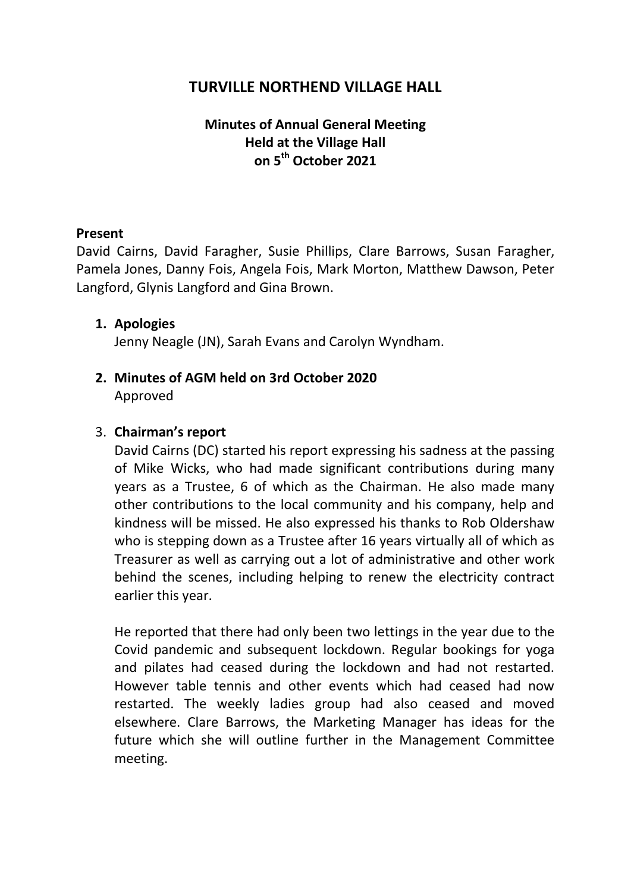# TURVILLE NORTHEND VILLAGE HALL

## Minutes of Annual General Meeting
## Held at the Village Hall
## on 5th October 2021

**Present**

David Cairns, David Faragher, Susie Phillips, Clare Barrows, Susan Faragher, Pamela Jones, Danny Fois, Angela Fois, Mark Morton, Matthew Dawson, Peter Langford, Glynis Langford and Gina Brown.

1. **Apologies**

   Jenny Neagle (JN), Sarah Evans and Carolyn Wyndham.

2. **Minutes of AGM held on 3rd October 2020**

   Approved

3. **Chairman's report**

   David Cairns (DC) started his report expressing his sadness at the passing of Mike Wicks, who had made significant contributions during many years as a Trustee, 6 of which as the Chairman. He also made many other contributions to the local community and his company, help and kindness will be missed. He also expressed his thanks to Rob Oldershaw who is stepping down as a Trustee after 16 years virtually all of which as Treasurer as well as carrying out a lot of administrative and other work behind the scenes, including helping to renew the electricity contract earlier this year.

   He reported that there had only been two lettings in the year due to the Covid pandemic and subsequent lockdown. Regular bookings for yoga and pilates had ceased during the lockdown and had not restarted. However table tennis and other events which had ceased had now restarted. The weekly ladies group had also ceased and moved elsewhere. Clare Barrows, the Marketing Manager has ideas for the future which she will outline further in the Management Committee meeting.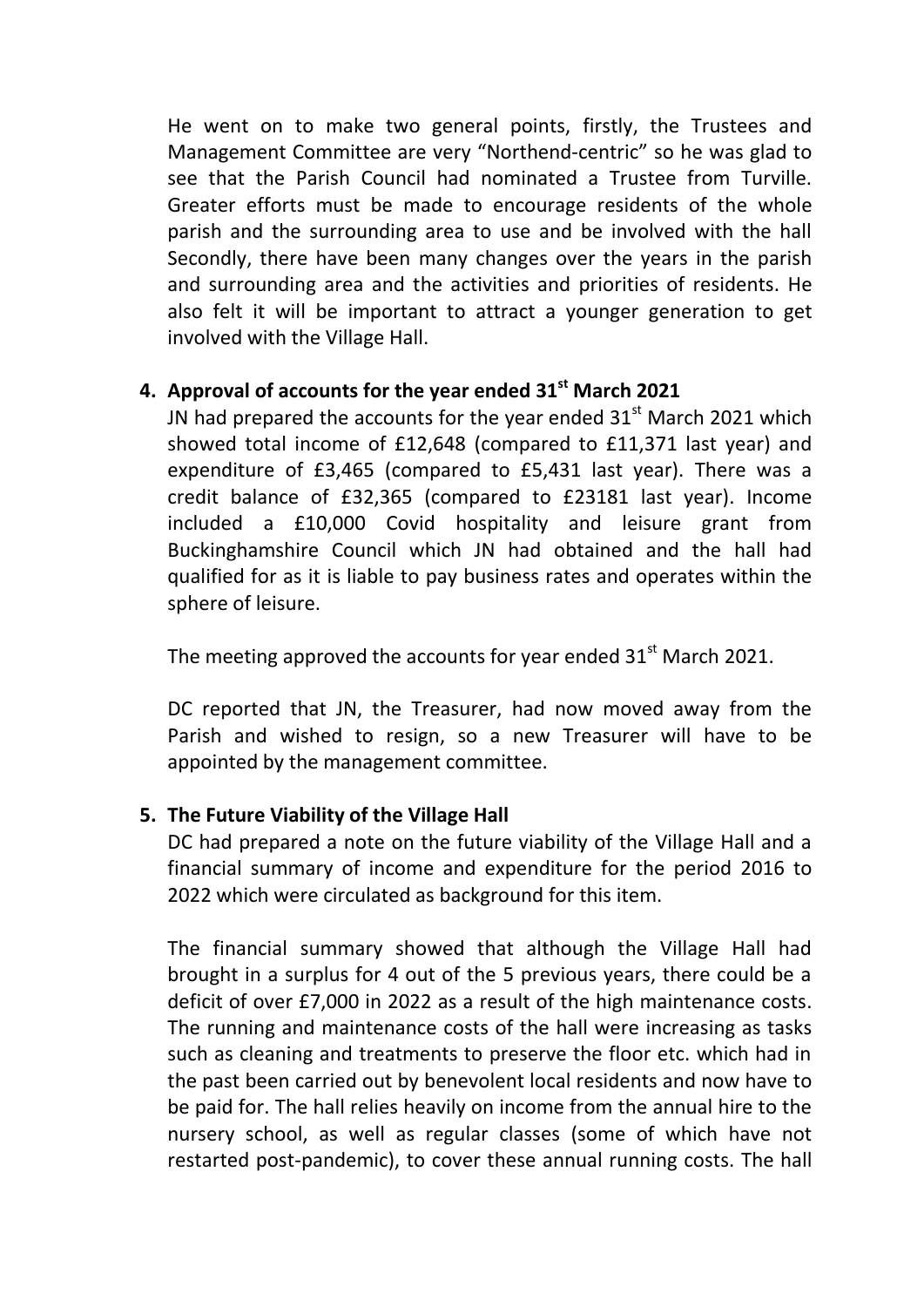He went on to make two general points, firstly, the Trustees and Management Committee are very "Northend-centric" so he was glad to see that the Parish Council had nominated a Trustee from Turville. Greater efforts must be made to encourage residents of the whole parish and the surrounding area to use and be involved with the hall Secondly, there have been many changes over the years in the parish and surrounding area and the activities and priorities of residents. He also felt it will be important to attract a younger generation to get involved with the Village Hall.

**4. Approval of accounts for the year ended 31st March 2021**

JN had prepared the accounts for the year ended 31st March 2021 which showed total income of £12,648 (compared to £11,371 last year) and expenditure of £3,465 (compared to £5,431 last year). There was a credit balance of £32,365 (compared to £23181 last year). Income included a £10,000 Covid hospitality and leisure grant from Buckinghamshire Council which JN had obtained and the hall had qualified for as it is liable to pay business rates and operates within the sphere of leisure.

The meeting approved the accounts for year ended 31st March 2021.

DC reported that JN, the Treasurer, had now moved away from the Parish and wished to resign, so a new Treasurer will have to be appointed by the management committee.

**5. The Future Viability of the Village Hall**

DC had prepared a note on the future viability of the Village Hall and a financial summary of income and expenditure for the period 2016 to 2022 which were circulated as background for this item.

The financial summary showed that although the Village Hall had brought in a surplus for 4 out of the 5 previous years, there could be a deficit of over £7,000 in 2022 as a result of the high maintenance costs. The running and maintenance costs of the hall were increasing as tasks such as cleaning and treatments to preserve the floor etc. which had in the past been carried out by benevolent local residents and now have to be paid for. The hall relies heavily on income from the annual hire to the nursery school, as well as regular classes (some of which have not restarted post-pandemic), to cover these annual running costs. The hall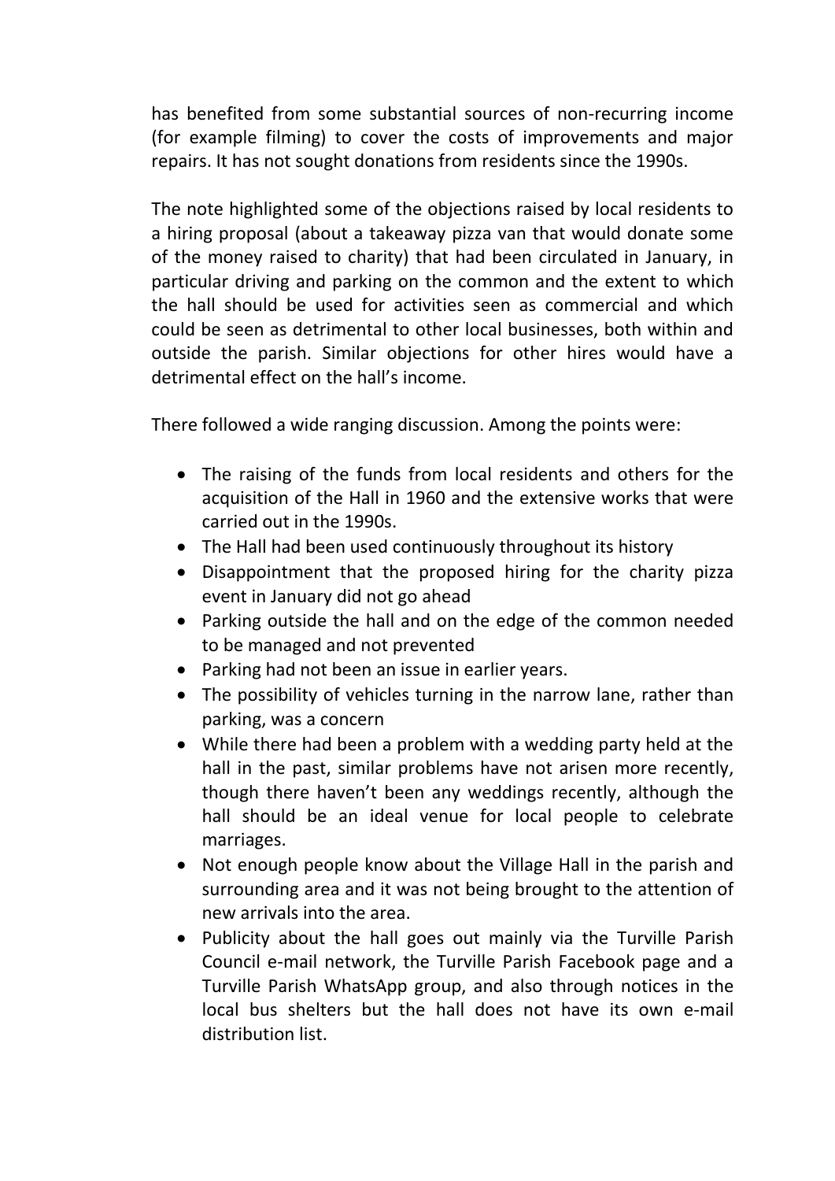has benefited from some substantial sources of non-recurring income (for example filming) to cover the costs of improvements and major repairs. It has not sought donations from residents since the 1990s.

The note highlighted some of the objections raised by local residents to a hiring proposal (about a takeaway pizza van that would donate some of the money raised to charity) that had been circulated in January, in particular driving and parking on the common and the extent to which the hall should be used for activities seen as commercial and which could be seen as detrimental to other local businesses, both within and outside the parish. Similar objections for other hires would have a detrimental effect on the hall's income.

There followed a wide ranging discussion. Among the points were:

- The raising of the funds from local residents and others for the acquisition of the Hall in 1960 and the extensive works that were carried out in the 1990s.
- The Hall had been used continuously throughout its history
- Disappointment that the proposed hiring for the charity pizza event in January did not go ahead
- Parking outside the hall and on the edge of the common needed to be managed and not prevented
- Parking had not been an issue in earlier years.
- The possibility of vehicles turning in the narrow lane, rather than parking, was a concern
- While there had been a problem with a wedding party held at the hall in the past, similar problems have not arisen more recently, though there haven't been any weddings recently, although the hall should be an ideal venue for local people to celebrate marriages.
- Not enough people know about the Village Hall in the parish and surrounding area and it was not being brought to the attention of new arrivals into the area.
- Publicity about the hall goes out mainly via the Turville Parish Council e-mail network, the Turville Parish Facebook page and a Turville Parish WhatsApp group, and also through notices in the local bus shelters but the hall does not have its own e-mail distribution list.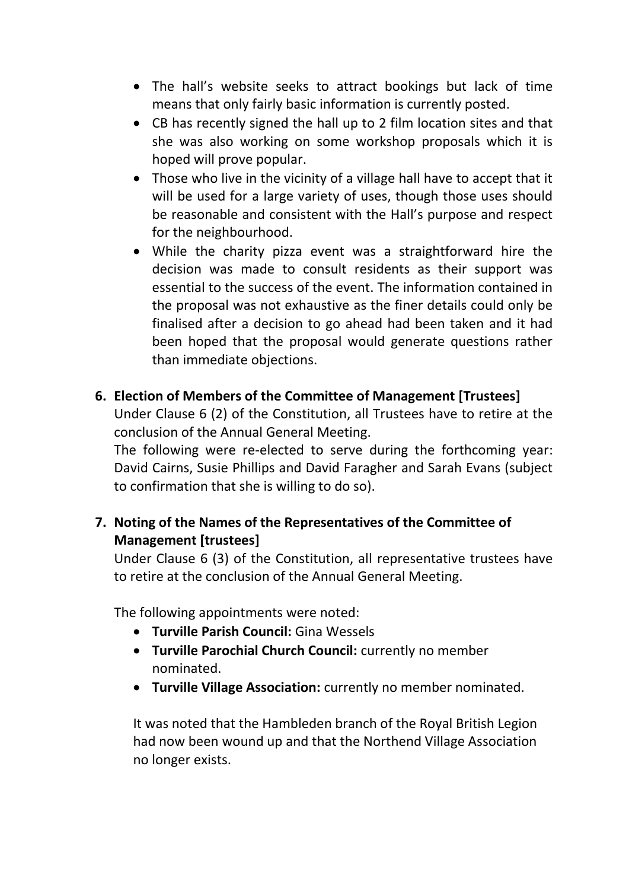- The hall's website seeks to attract bookings but lack of time means that only fairly basic information is currently posted.
- CB has recently signed the hall up to 2 film location sites and that she was also working on some workshop proposals which it is hoped will prove popular.
- Those who live in the vicinity of a village hall have to accept that it will be used for a large variety of uses, though those uses should be reasonable and consistent with the Hall's purpose and respect for the neighbourhood.
- While the charity pizza event was a straightforward hire the decision was made to consult residents as their support was essential to the success of the event. The information contained in the proposal was not exhaustive as the finer details could only be finalised after a decision to go ahead had been taken and it had been hoped that the proposal would generate questions rather than immediate objections.

**6. Election of Members of the Committee of Management [Trustees]**

Under Clause 6 (2) of the Constitution, all Trustees have to retire at the conclusion of the Annual General Meeting.

The following were re-elected to serve during the forthcoming year: David Cairns, Susie Phillips and David Faragher and Sarah Evans (subject to confirmation that she is willing to do so).

**7. Noting of the Names of the Representatives of the Committee of Management [trustees]**

Under Clause 6 (3) of the Constitution, all representative trustees have to retire at the conclusion of the Annual General Meeting.

The following appointments were noted:

- **Turville Parish Council:** Gina Wessels
- **Turville Parochial Church Council:** currently no member nominated.
- **Turville Village Association:** currently no member nominated.

It was noted that the Hambleden branch of the Royal British Legion had now been wound up and that the Northend Village Association no longer exists.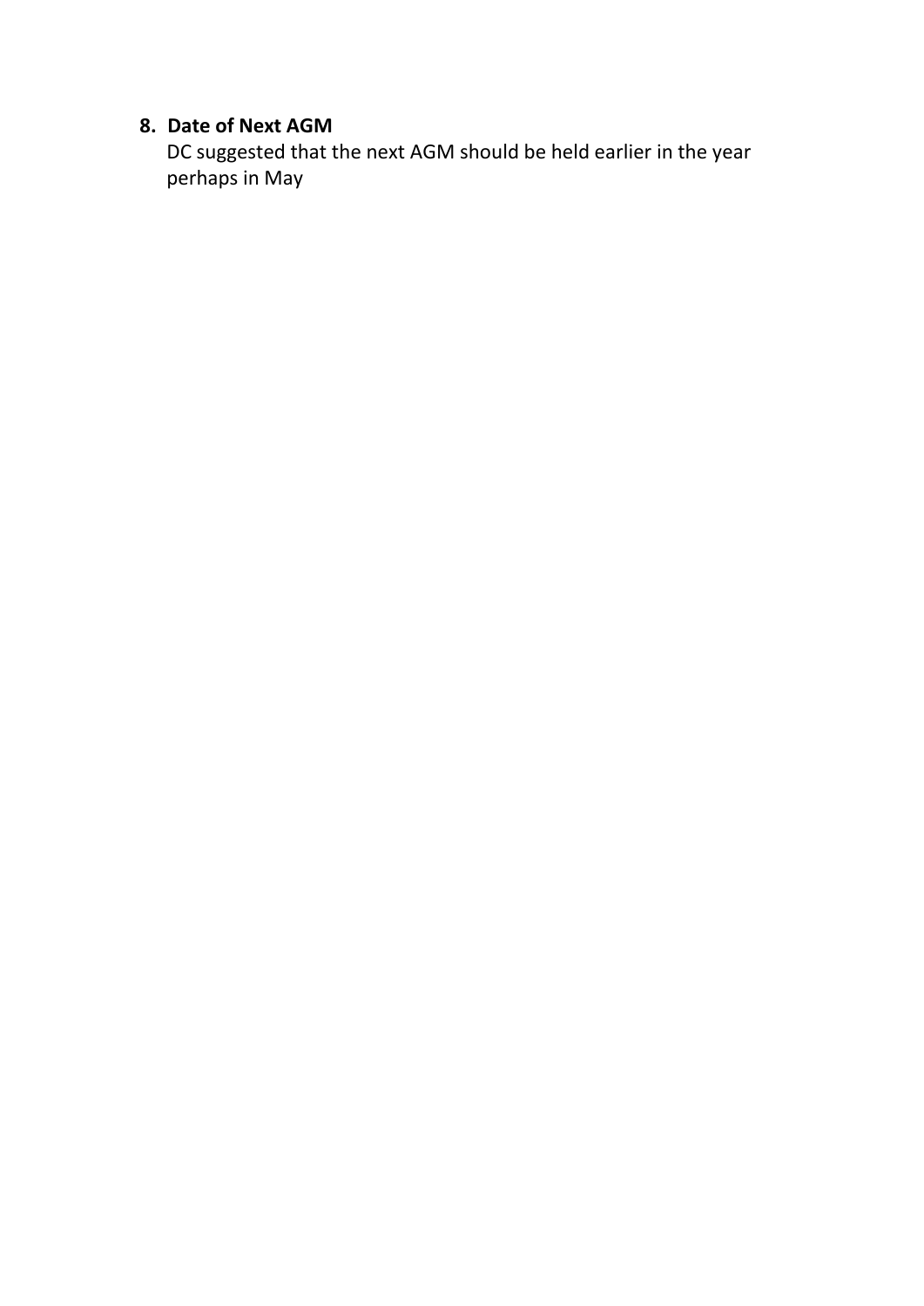8. **Date of Next AGM**

   DC suggested that the next AGM should be held earlier in the year perhaps in May